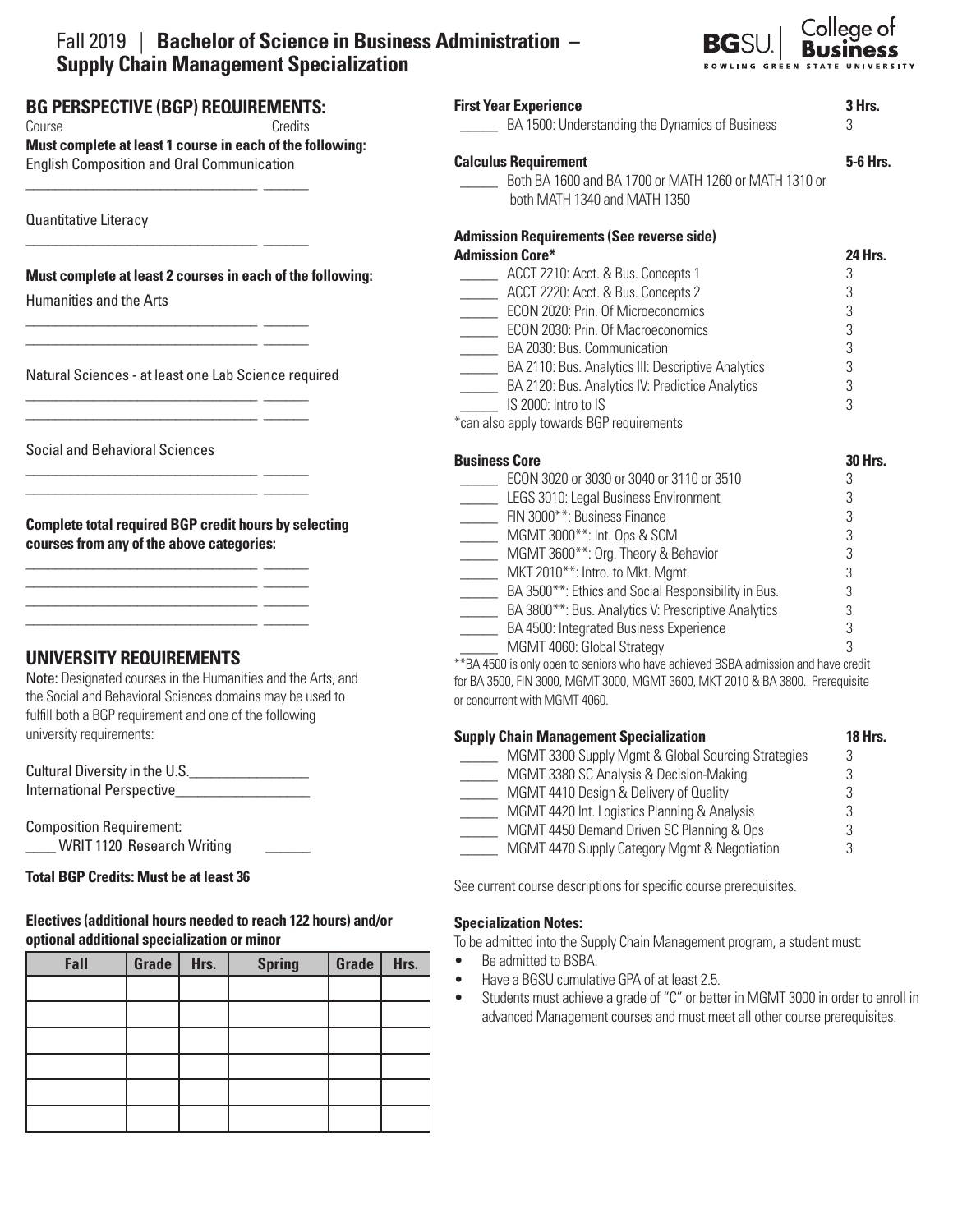# Fall 2019 | **Bachelor of Science in Business Administration – Supply Chain Management Specialization**

BGSU. | College of Business — BOWLING GREEN STATE UNIVERSITY

## BG PERSPECTIVE (BGP) REQUIREMENTS:

Course — Credits

**Must complete at least 1 course in each of the following:**

English Composition and Oral Communication

________________________________ ______

Quantitative Literacy

________________________________ ______

**Must complete at least 2 courses in each of the following:**

Humanities and the Arts

________________________________ ______
________________________________ ______

Natural Sciences - at least one Lab Science required

________________________________ ______
________________________________ ______

Social and Behavioral Sciences

________________________________ ______
________________________________ ______

**Complete total required BGP credit hours by selecting courses from any of the above categories:**

________________________________ ______
________________________________ ______
________________________________ ______
________________________________ ______

## UNIVERSITY REQUIREMENTS

Note: Designated courses in the Humanities and the Arts, and the Social and Behavioral Sciences domains may be used to fulfill both a BGP requirement and one of the following university requirements:

Cultural Diversity in the U.S.________________
International Perspective__________________

Composition Requirement:
____ WRIT 1120 Research Writing ______

**Total BGP Credits: Must be at least 36**

**Electives (additional hours needed to reach 122 hours) and/or optional additional specialization or minor**

| Fall | Grade | Hrs. | Spring | Grade | Hrs. |
|---|---|---|---|---|---|
| | | | | | |
| | | | | | |
| | | | | | |
| | | | | | |
| | | | | | |
| | | | | | |

**First Year Experience** — **3 Hrs.**

| | Course | Hrs. |
|---|---|---|
| _____ | BA 1500: Understanding the Dynamics of Business | 3 |

**Calculus Requirement** — **5-6 Hrs.**

_____ Both BA 1600 and BA 1700 or MATH 1260 or MATH 1310 or both MATH 1340 and MATH 1350

**Admission Requirements (See reverse side)**

**Admission Core*** — **24 Hrs.**

| | Course | Hrs. |
|---|---|---|
| _____ | ACCT 2210: Acct. & Bus. Concepts 1 | 3 |
| _____ | ACCT 2220: Acct. & Bus. Concepts 2 | 3 |
| _____ | ECON 2020: Prin. Of Microeconomics | 3 |
| _____ | ECON 2030: Prin. Of Macroeconomics | 3 |
| _____ | BA 2030: Bus. Communication | 3 |
| _____ | BA 2110: Bus. Analytics III: Descriptive Analytics | 3 |
| _____ | BA 2120: Bus. Analytics IV: Predictice Analytics | 3 |
| _____ | IS 2000: Intro to IS | 3 |

*can also apply towards BGP requirements

**Business Core** — **30 Hrs.**

| | Course | Hrs. |
|---|---|---|
| _____ | ECON 3020 or 3030 or 3040 or 3110 or 3510 | 3 |
| _____ | LEGS 3010: Legal Business Environment | 3 |
| _____ | FIN 3000**: Business Finance | 3 |
| _____ | MGMT 3000**: Int. Ops & SCM | 3 |
| _____ | MGMT 3600**: Org. Theory & Behavior | 3 |
| _____ | MKT 2010**: Intro. to Mkt. Mgmt. | 3 |
| _____ | BA 3500**: Ethics and Social Responsibility in Bus. | 3 |
| _____ | BA 3800**: Bus. Analytics V: Prescriptive Analytics | 3 |
| _____ | BA 4500: Integrated Business Experience | 3 |
| _____ | MGMT 4060: Global Strategy | 3 |

**BA 4500 is only open to seniors who have achieved BSBA admission and have credit for BA 3500, FIN 3000, MGMT 3000, MGMT 3600, MKT 2010 & BA 3800. Prerequisite or concurrent with MGMT 4060.

**Supply Chain Management Specialization** — **18 Hrs.**

| | Course | Hrs. |
|---|---|---|
| _____ | MGMT 3300 Supply Mgmt & Global Sourcing Strategies | 3 |
| _____ | MGMT 3380 SC Analysis & Decision-Making | 3 |
| _____ | MGMT 4410 Design & Delivery of Quality | 3 |
| _____ | MGMT 4420 Int. Logistics Planning & Analysis | 3 |
| _____ | MGMT 4450 Demand Driven SC Planning & Ops | 3 |
| _____ | MGMT 4470 Supply Category Mgmt & Negotiation | 3 |

See current course descriptions for specific course prerequisites.

**Specialization Notes:**

To be admitted into the Supply Chain Management program, a student must:

- Be admitted to BSBA.
- Have a BGSU cumulative GPA of at least 2.5.
- Students must achieve a grade of "C" or better in MGMT 3000 in order to enroll in advanced Management courses and must meet all other course prerequisites.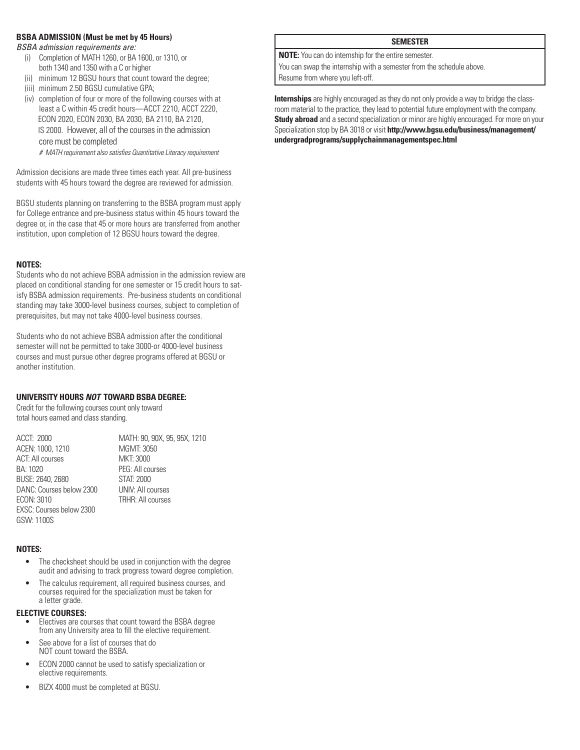**BSBA ADMISSION (Must be met by 45 Hours)**

*BSBA admission requirements are:*

(i) Completion of MATH 1260, or BA 1600, or 1310, or both 1340 and 1350 with a C or higher
(ii) minimum 12 BGSU hours that count toward the degree;
(iii) minimum 2.50 BGSU cumulative GPA;
(iv) completion of four or more of the following courses with at least a C within 45 credit hours—ACCT 2210, ACCT 2220, ECON 2020, ECON 2030, BA 2030, BA 2110, BA 2120, IS 2000. However, all of the courses in the admission core must be completed

*# MATH requirement also satisfies Quantitative Literacy requirement*

Admission decisions are made three times each year. All pre-business students with 45 hours toward the degree are reviewed for admission.

BGSU students planning on transferring to the BSBA program must apply for College entrance and pre-business status within 45 hours toward the degree or, in the case that 45 or more hours are transferred from another institution, upon completion of 12 BGSU hours toward the degree.

**NOTES:**

Students who do not achieve BSBA admission in the admission review are placed on conditional standing for one semester or 15 credit hours to satisfy BSBA admission requirements. Pre-business students on conditional standing may take 3000-level business courses, subject to completion of prerequisites, but may not take 4000-level business courses.

Students who do not achieve BSBA admission after the conditional semester will not be permitted to take 3000-or 4000-level business courses and must pursue other degree programs offered at BGSU or another institution.

**UNIVERSITY HOURS *NOT* TOWARD BSBA DEGREE:**

Credit for the following courses count only toward total hours earned and class standing.

| | |
|---|---|
| ACCT: 2000 | MATH: 90, 90X, 95, 95X, 1210 |
| ACEN: 1000, 1210 | MGMT: 3050 |
| ACT: All courses | MKT: 3000 |
| BA: 1020 | PEG: All courses |
| BUSE: 2640, 2680 | STAT: 2000 |
| DANC: Courses below 2300 | UNIV: All courses |
| ECON: 3010 | TRHR: All courses |
| EXSC: Courses below 2300 | |
| GSW: 1100S | |

**NOTES:**

- The checksheet should be used in conjunction with the degree audit and advising to track progress toward degree completion.
- The calculus requirement, all required business courses, and courses required for the specialization must be taken for a letter grade.

**ELECTIVE COURSES:**

- Electives are courses that count toward the BSBA degree from any University area to fill the elective requirement.
- See above for a list of courses that do NOT count toward the BSBA.
- ECON 2000 cannot be used to satisfy specialization or elective requirements.
- BIZX 4000 must be completed at BGSU.

| SEMESTER |
|---|
| **NOTE:** You can do internship for the entire semester. |
| You can swap the internship with a semester from the schedule above. |
| Resume from where you left-off. |

**Internships** are highly encouraged as they do not only provide a way to bridge the classroom material to the practice, they lead to potential future employment with the company. **Study abroad** and a second specialization or minor are highly encouraged. For more on your Specialization stop by BA 3018 or visit **http://www.bgsu.edu/business/management/undergradprograms/supplychainmanagementspec.html**